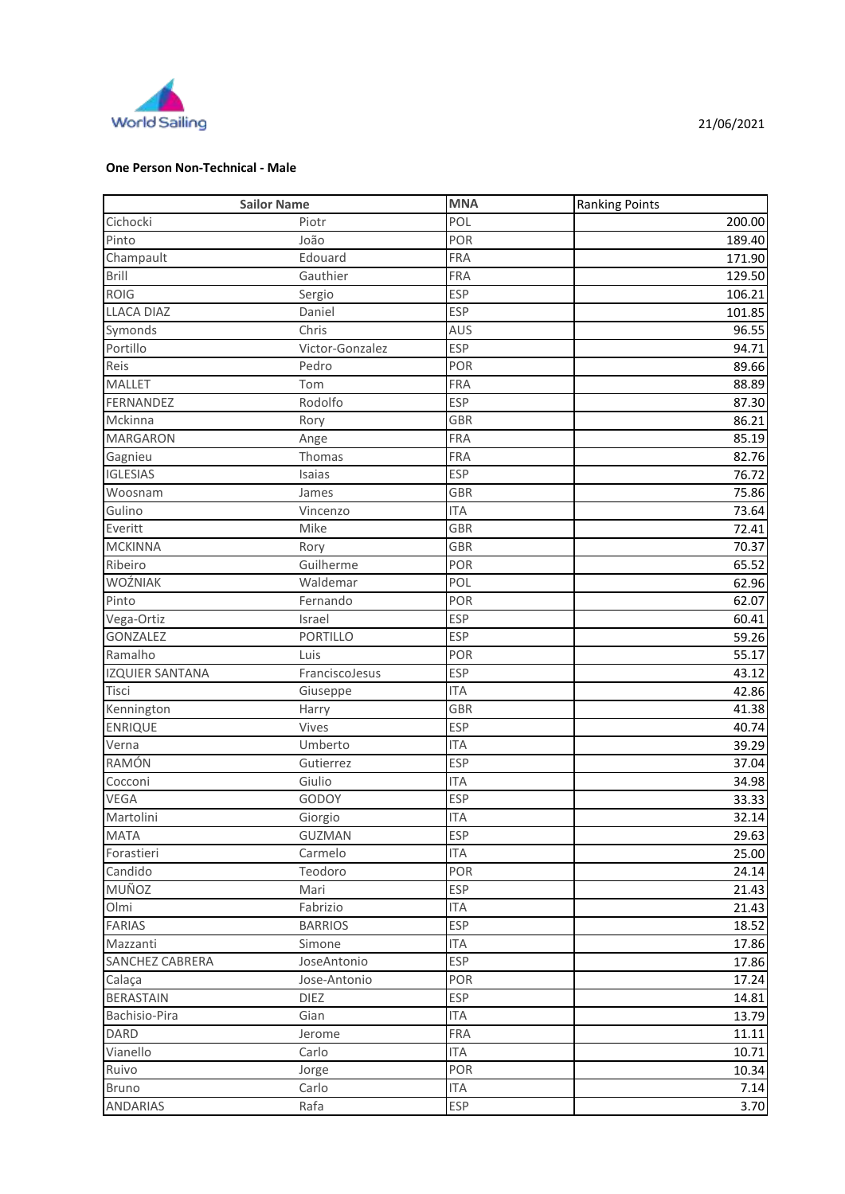World Sailing

21/06/2021

**One Person Non-Technical - Male**

| Sailor Name | | MNA | Ranking Points |
|---|---|---|---|
| Cichocki | Piotr | POL | 200.00 |
| Pinto | João | POR | 189.40 |
| Champault | Edouard | FRA | 171.90 |
| Brill | Gauthier | FRA | 129.50 |
| ROIG | Sergio | ESP | 106.21 |
| LLACA DIAZ | Daniel | ESP | 101.85 |
| Symonds | Chris | AUS | 96.55 |
| Portillo | Victor-Gonzalez | ESP | 94.71 |
| Reis | Pedro | POR | 89.66 |
| MALLET | Tom | FRA | 88.89 |
| FERNANDEZ | Rodolfo | ESP | 87.30 |
| Mckinna | Rory | GBR | 86.21 |
| MARGARON | Ange | FRA | 85.19 |
| Gagnieu | Thomas | FRA | 82.76 |
| IGLESIAS | Isaias | ESP | 76.72 |
| Woosnam | James | GBR | 75.86 |
| Gulino | Vincenzo | ITA | 73.64 |
| Everitt | Mike | GBR | 72.41 |
| MCKINNA | Rory | GBR | 70.37 |
| Ribeiro | Guilherme | POR | 65.52 |
| WOŹNIAK | Waldemar | POL | 62.96 |
| Pinto | Fernando | POR | 62.07 |
| Vega-Ortiz | Israel | ESP | 60.41 |
| GONZALEZ | PORTILLO | ESP | 59.26 |
| Ramalho | Luis | POR | 55.17 |
| IZQUIER SANTANA | FranciscoJesus | ESP | 43.12 |
| Tisci | Giuseppe | ITA | 42.86 |
| Kennington | Harry | GBR | 41.38 |
| ENRIQUE | Vives | ESP | 40.74 |
| Verna | Umberto | ITA | 39.29 |
| RAMÓN | Gutierrez | ESP | 37.04 |
| Cocconi | Giulio | ITA | 34.98 |
| VEGA | GODOY | ESP | 33.33 |
| Martolini | Giorgio | ITA | 32.14 |
| MATA | GUZMAN | ESP | 29.63 |
| Forastieri | Carmelo | ITA | 25.00 |
| Candido | Teodoro | POR | 24.14 |
| MUÑOZ | Mari | ESP | 21.43 |
| Olmi | Fabrizio | ITA | 21.43 |
| FARIAS | BARRIOS | ESP | 18.52 |
| Mazzanti | Simone | ITA | 17.86 |
| SANCHEZ CABRERA | JoseAntonio | ESP | 17.86 |
| Calaça | Jose-Antonio | POR | 17.24 |
| BERASTAIN | DIEZ | ESP | 14.81 |
| Bachisio-Pira | Gian | ITA | 13.79 |
| DARD | Jerome | FRA | 11.11 |
| Vianello | Carlo | ITA | 10.71 |
| Ruivo | Jorge | POR | 10.34 |
| Bruno | Carlo | ITA | 7.14 |
| ANDARIAS | Rafa | ESP | 3.70 |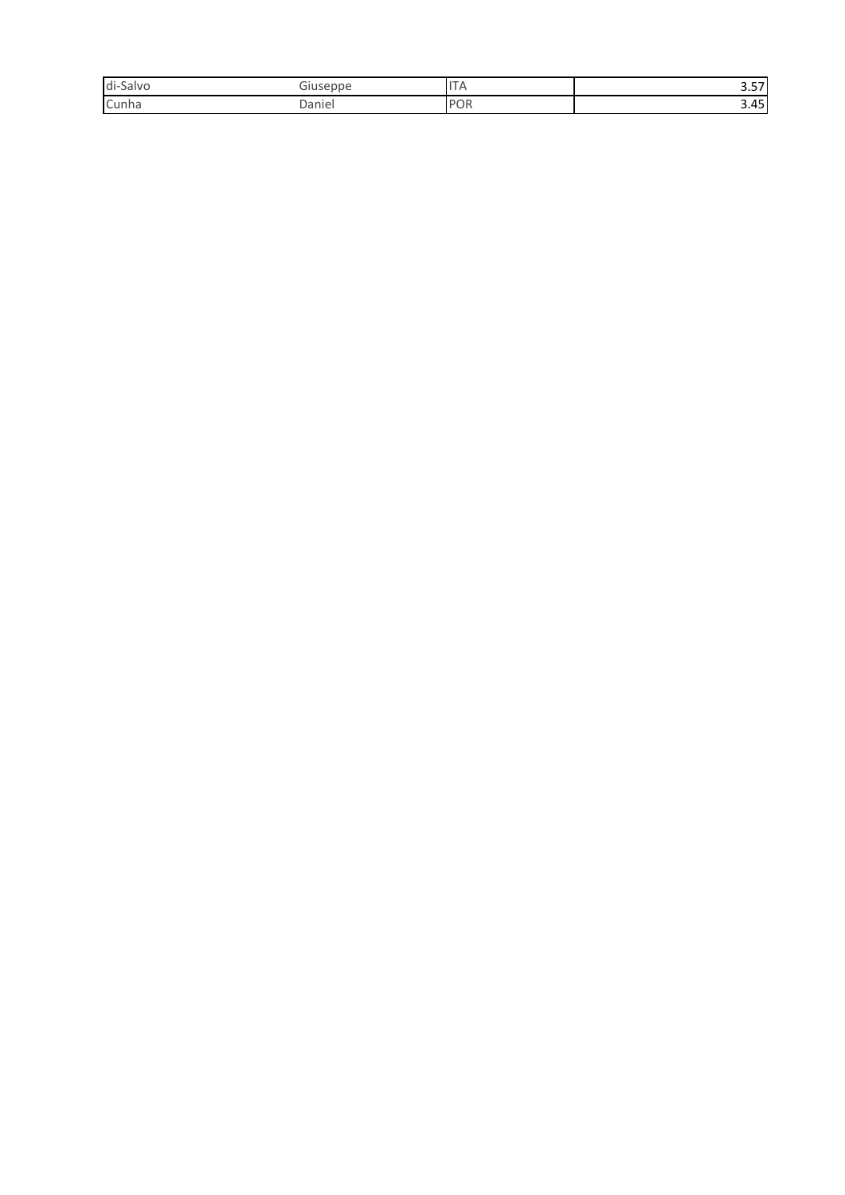| | | | |
|---|---|---|---|
| di-Salvo | Giuseppe | ITA | 3.57 |
| Cunha | Daniel | POR | 3.45 |